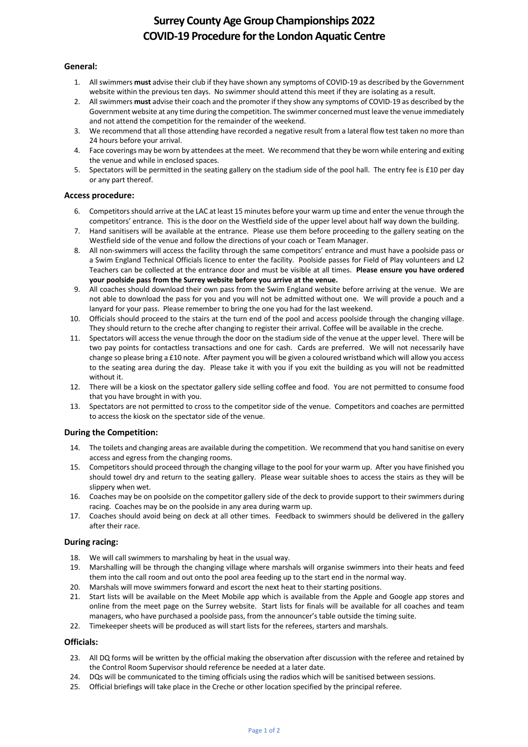# Surrey County Age Group Championships 2022
# COVID-19 Procedure for the London Aquatic Centre

## General:

1. All swimmers **must** advise their club if they have shown any symptoms of COVID-19 as described by the Government website within the previous ten days. No swimmer should attend this meet if they are isolating as a result.
2. All swimmers **must** advise their coach and the promoter if they show any symptoms of COVID-19 as described by the Government website at any time during the competition. The swimmer concerned must leave the venue immediately and not attend the competition for the remainder of the weekend.
3. We recommend that all those attending have recorded a negative result from a lateral flow test taken no more than 24 hours before your arrival.
4. Face coverings may be worn by attendees at the meet. We recommend that they be worn while entering and exiting the venue and while in enclosed spaces.
5. Spectators will be permitted in the seating gallery on the stadium side of the pool hall. The entry fee is £10 per day or any part thereof.

## Access procedure:

6. Competitors should arrive at the LAC at least 15 minutes before your warm up time and enter the venue through the competitors' entrance. This is the door on the Westfield side of the upper level about half way down the building.
7. Hand sanitisers will be available at the entrance. Please use them before proceeding to the gallery seating on the Westfield side of the venue and follow the directions of your coach or Team Manager.
8. All non-swimmers will access the facility through the same competitors' entrance and must have a poolside pass or a Swim England Technical Officials licence to enter the facility. Poolside passes for Field of Play volunteers and L2 Teachers can be collected at the entrance door and must be visible at all times. **Please ensure you have ordered your poolside pass from the Surrey website before you arrive at the venue.**
9. All coaches should download their own pass from the Swim England website before arriving at the venue. We are not able to download the pass for you and you will not be admitted without one. We will provide a pouch and a lanyard for your pass. Please remember to bring the one you had for the last weekend.
10. Officials should proceed to the stairs at the turn end of the pool and access poolside through the changing village. They should return to the creche after changing to register their arrival. Coffee will be available in the creche.
11. Spectators will access the venue through the door on the stadium side of the venue at the upper level. There will be two pay points for contactless transactions and one for cash. Cards are preferred. We will not necessarily have change so please bring a £10 note. After payment you will be given a coloured wristband which will allow you access to the seating area during the day. Please take it with you if you exit the building as you will not be readmitted without it.
12. There will be a kiosk on the spectator gallery side selling coffee and food. You are not permitted to consume food that you have brought in with you.
13. Spectators are not permitted to cross to the competitor side of the venue. Competitors and coaches are permitted to access the kiosk on the spectator side of the venue.

## During the Competition:

14. The toilets and changing areas are available during the competition. We recommend that you hand sanitise on every access and egress from the changing rooms.
15. Competitors should proceed through the changing village to the pool for your warm up. After you have finished you should towel dry and return to the seating gallery. Please wear suitable shoes to access the stairs as they will be slippery when wet.
16. Coaches may be on poolside on the competitor gallery side of the deck to provide support to their swimmers during racing. Coaches may be on the poolside in any area during warm up.
17. Coaches should avoid being on deck at all other times. Feedback to swimmers should be delivered in the gallery after their race.

## During racing:

18. We will call swimmers to marshaling by heat in the usual way.
19. Marshalling will be through the changing village where marshals will organise swimmers into their heats and feed them into the call room and out onto the pool area feeding up to the start end in the normal way.
20. Marshals will move swimmers forward and escort the next heat to their starting positions.
21. Start lists will be available on the Meet Mobile app which is available from the Apple and Google app stores and online from the meet page on the Surrey website. Start lists for finals will be available for all coaches and team managers, who have purchased a poolside pass, from the announcer's table outside the timing suite.
22. Timekeeper sheets will be produced as will start lists for the referees, starters and marshals.

## Officials:

23. All DQ forms will be written by the official making the observation after discussion with the referee and retained by the Control Room Supervisor should reference be needed at a later date.
24. DQs will be communicated to the timing officials using the radios which will be sanitised between sessions.
25. Official briefings will take place in the Creche or other location specified by the principal referee.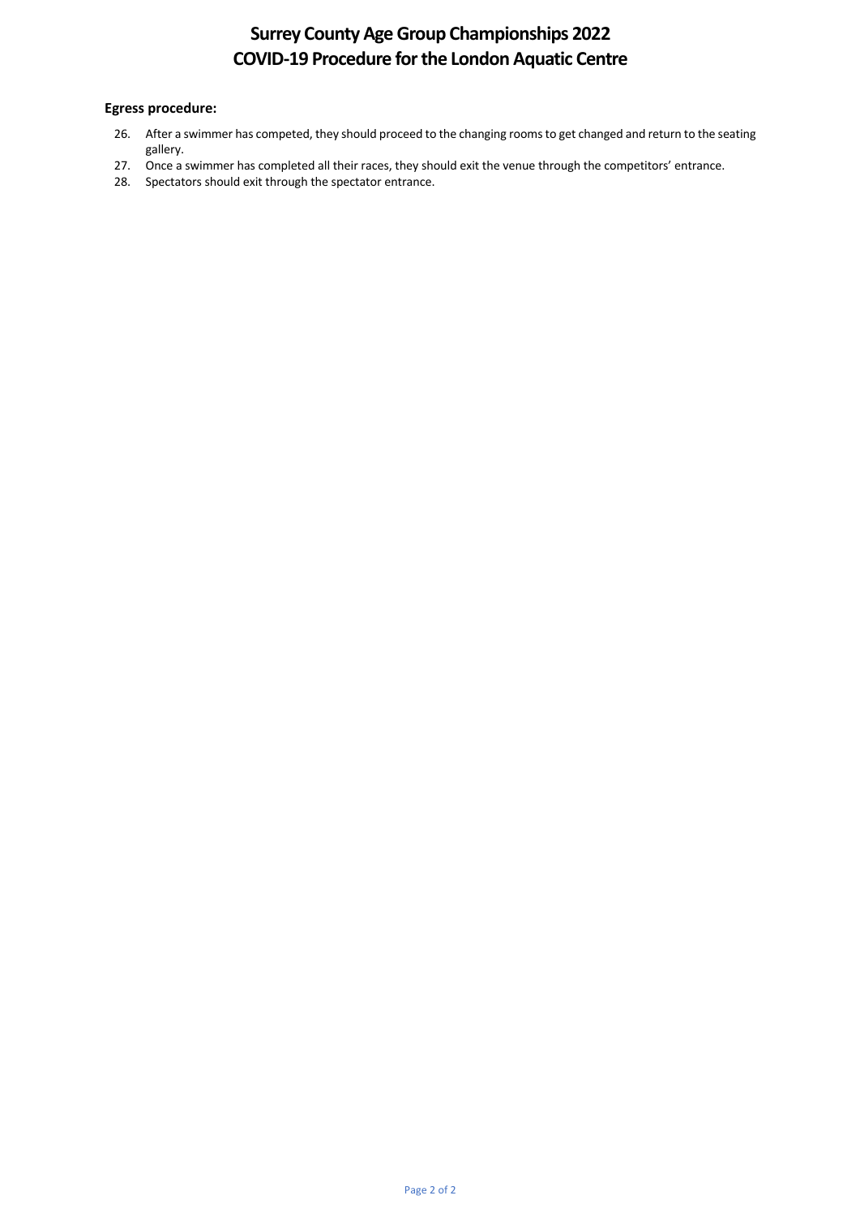**Egress procedure:**

26. After a swimmer has competed, they should proceed to the changing rooms to get changed and return to the seating gallery.
27. Once a swimmer has completed all their races, they should exit the venue through the competitors' entrance.
28. Spectators should exit through the spectator entrance.